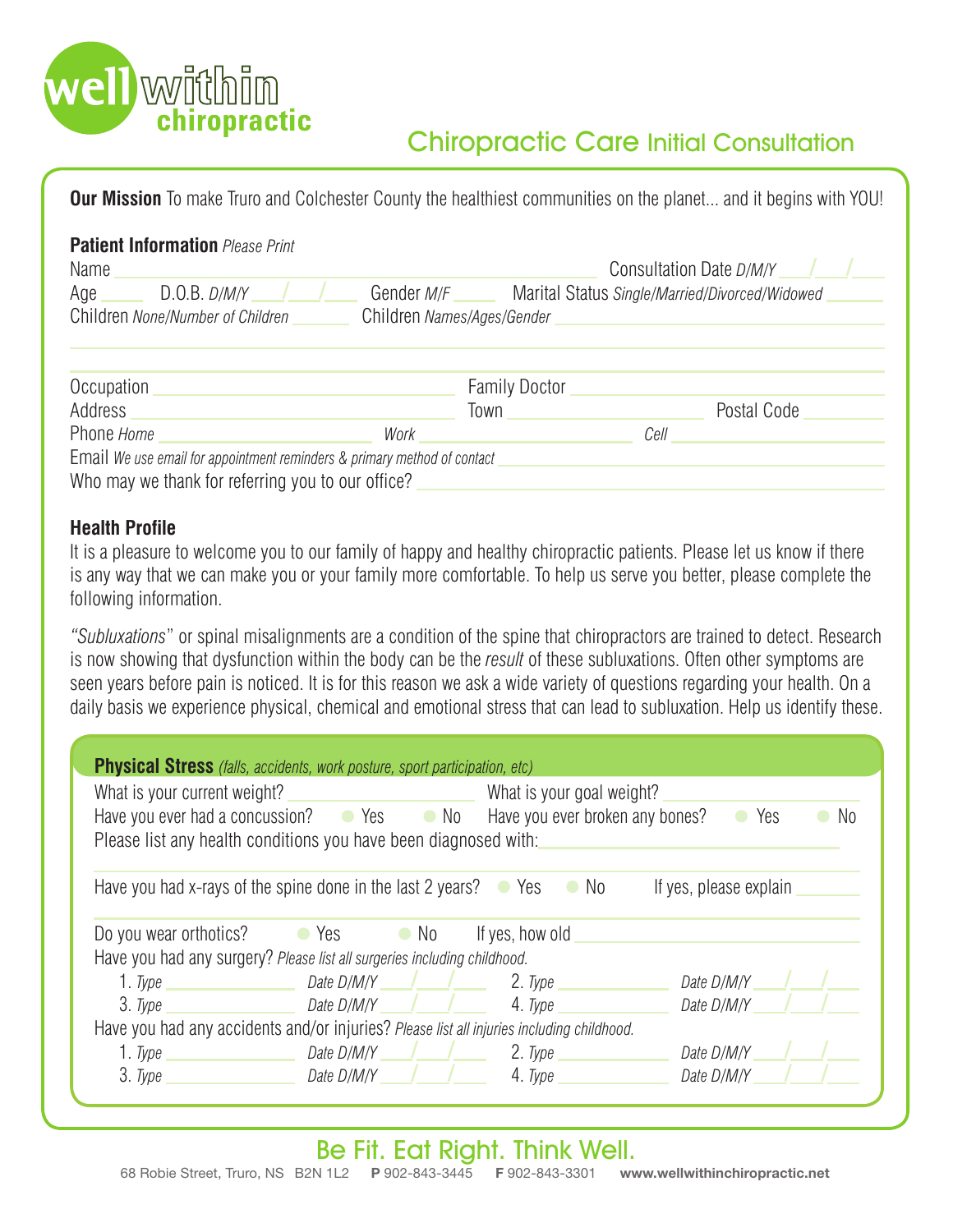# well within chiropractic

## Chiropractic Care Initial Consultation

**Our Mission** To make Truro and Colchester County the healthiest communities on the planet... and it begins with YOU!

**Patient Information** *Please Print*

Name ______________________ Consultation Date *D/M/Y* ___/___/___

Age _____ D.O.B. *D/M/Y* ___/___/___ Gender *M/F* _____ Marital Status *Single/Married/Divorced/Widowed* ______

Children *None/Number of Children* _______ Children *Names/Ages/Gender* ______________________

______________________

Occupation ______________________ Family Doctor ______________________

Address ______________________ Town ______________________ Postal Code __________

Phone *Home* ______________________ *Work* ______________________ *Cell* ______________________

Email *We use email for appointment reminders & primary method of contact* ______________________

Who may we thank for referring you to our office? ______________________

**Health Profile**

It is a pleasure to welcome you to our family of happy and healthy chiropractic patients. Please let us know if there is any way that we can make you or your family more comfortable. To help us serve you better, please complete the following information.

*"Subluxations"* or spinal misalignments are a condition of the spine that chiropractors are trained to detect. Research is now showing that dysfunction within the body can be the *result* of these subluxations. Often other symptoms are seen years before pain is noticed. It is for this reason we ask a wide variety of questions regarding your health. On a daily basis we experience physical, chemical and emotional stress that can lead to subluxation. Help us identify these.

**Physical Stress** *(falls, accidents, work posture, sport participation, etc)*

What is your current weight? ______________ What is your goal weight? ______________

Have you ever had a concussion? ● Yes ● No Have you ever broken any bones? ● Yes ● No

Please list any health conditions you have been diagnosed with: ______________________

______________________

Have you had x-rays of the spine done in the last 2 years? ● Yes ● No If yes, please explain ________

______________________

Do you wear orthotics? ● Yes ● No If yes, how old ______________________

Have you had any surgery? *Please list all surgeries including childhood.*

1. *Type* ______________ *Date D/M/Y* ___/___/___ 2. *Type* ______________ *Date D/M/Y* ___/___/___
3. *Type* ______________ *Date D/M/Y* ___/___/___ 4. *Type* ______________ *Date D/M/Y* ___/___/___

Have you had any accidents and/or injuries? *Please list all injuries including childhood.*

1. *Type* ______________ *Date D/M/Y* ___/___/___ 2. *Type* ______________ *Date D/M/Y* ___/___/___
3. *Type* ______________ *Date D/M/Y* ___/___/___ 4. *Type* ______________ *Date D/M/Y* ___/___/___

Be Fit. Eat Right. Think Well.

68 Robie Street, Truro, NS B2N 1L2 **P** 902-843-3445 **F** 902-843-3301 **www.wellwithinchiropractic.net**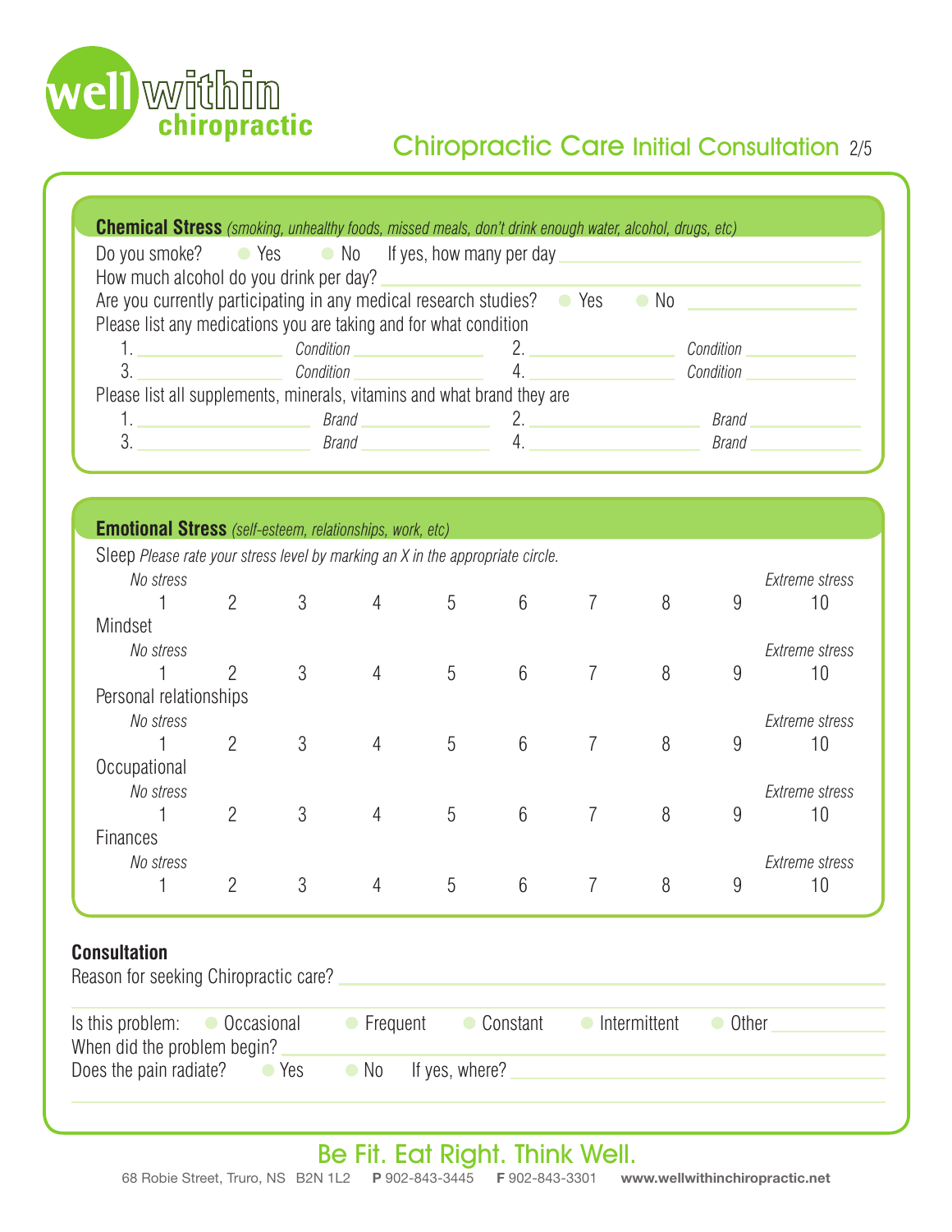# Chiropractic Care Initial Consultation

## Chemical Stress *(smoking, unhealthy foods, missed meals, don't drink enough water, alcohol, drugs, etc)*

Do you smoke? ○ Yes ○ No If yes, how many per day ______________________

How much alcohol do you drink per day? ______________________

Are you currently participating in any medical research studies? ○ Yes ○ No ______________

Please list any medications you are taking and for what condition

1. ______________ *Condition* ______________ 2. ______________ *Condition* ______________
3. ______________ *Condition* ______________ 4. ______________ *Condition* ______________

Please list all supplements, minerals, vitamins and what brand they are

1. ______________ *Brand* ______________ 2. ______________ *Brand* ______________
3. ______________ *Brand* ______________ 4. ______________ *Brand* ______________

## Emotional Stress *(self-esteem, relationships, work, etc)*

Sleep *Please rate your stress level by marking an X in the appropriate circle.*

| *No stress* | | | | | | | | | *Extreme stress* |
|---|---|---|---|---|---|---|---|---|---|
| 1 | 2 | 3 | 4 | 5 | 6 | 7 | 8 | 9 | 10 |

Mindset

| *No stress* | | | | | | | | | *Extreme stress* |
|---|---|---|---|---|---|---|---|---|---|
| 1 | 2 | 3 | 4 | 5 | 6 | 7 | 8 | 9 | 10 |

Personal relationships

| *No stress* | | | | | | | | | *Extreme stress* |
|---|---|---|---|---|---|---|---|---|---|
| 1 | 2 | 3 | 4 | 5 | 6 | 7 | 8 | 9 | 10 |

Occupational

| *No stress* | | | | | | | | | *Extreme stress* |
|---|---|---|---|---|---|---|---|---|---|
| 1 | 2 | 3 | 4 | 5 | 6 | 7 | 8 | 9 | 10 |

Finances

| *No stress* | | | | | | | | | *Extreme stress* |
|---|---|---|---|---|---|---|---|---|---|
| 1 | 2 | 3 | 4 | 5 | 6 | 7 | 8 | 9 | 10 |

## Consultation

Reason for seeking Chiropractic care? ______________________

______________________

Is this problem: ○ Occasional ○ Frequent ○ Constant ○ Intermittent ○ Other ______________

When did the problem begin? ______________________

Does the pain radiate? ○ Yes ○ No If yes, where? ______________________

______________________

Be Fit. Eat Right. Think Well.

68 Robie Street, Truro, NS B2N 1L2 **P** 902-843-3445 **F** 902-843-3301 **www.wellwithinchiropractic.net**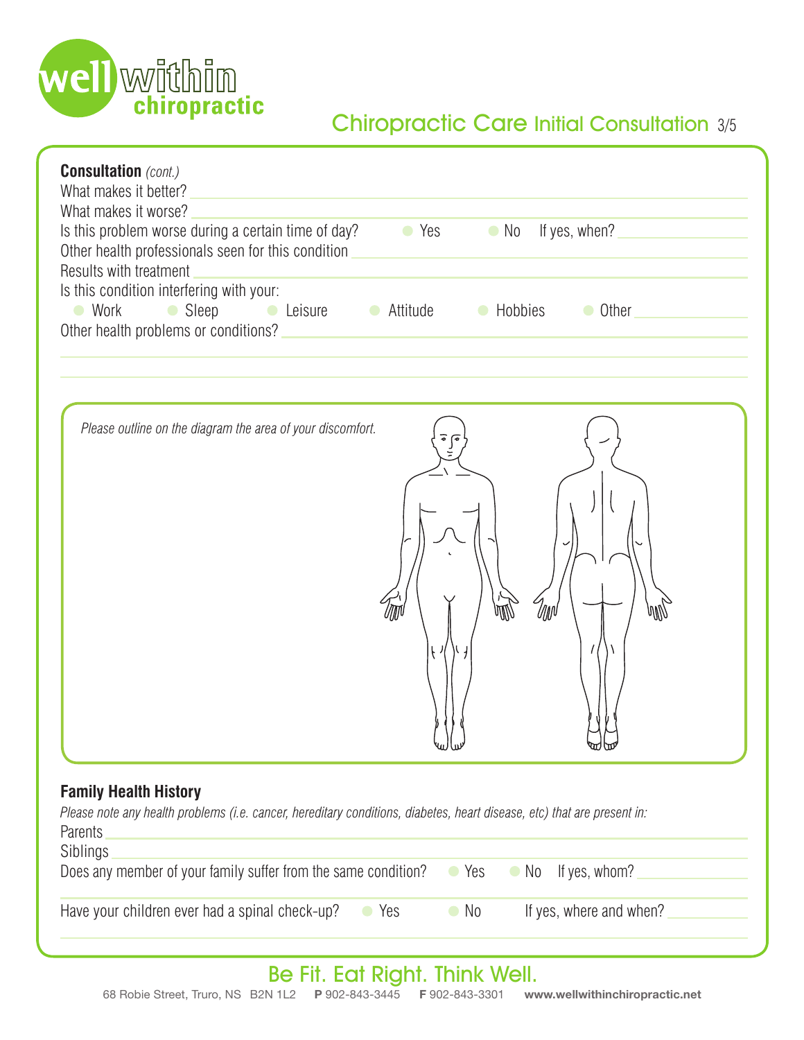# Chiropractic Care Initial Consultation

**Consultation** *(cont.)*

What makes it better? ______________________________

What makes it worse? ______________________________

Is this problem worse during a certain time of day? ○ Yes ○ No If yes, when? ____________

Other health professionals seen for this condition ______________________________

Results with treatment ______________________________

Is this condition interfering with your:

○ Work ○ Sleep ○ Leisure ○ Attitude ○ Hobbies ○ Other ____________

Other health problems or conditions? ______________________________

*Please outline on the diagram the area of your discomfort.*

## Family Health History

*Please note any health problems (i.e. cancer, hereditary conditions, diabetes, heart disease, etc) that are present in:*

Parents ______________________________

Siblings ______________________________

Does any member of your family suffer from the same condition? ○ Yes ○ No If yes, whom? ____________

Have your children ever had a spinal check-up? ○ Yes ○ No If yes, where and when? ____________

Be Fit. Eat Right. Think Well.

68 Robie Street, Truro, NS B2N 1L2 **P** 902-843-3445 **F** 902-843-3301 **www.wellwithinchiropractic.net**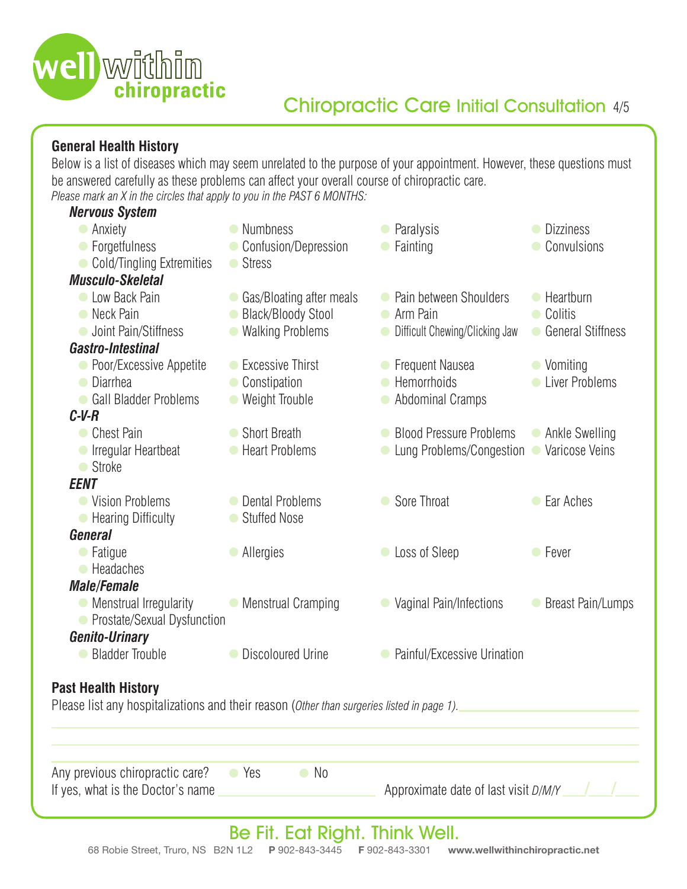# Chiropractic Care Initial Consultation

## General Health History

Below is a list of diseases which may seem unrelated to the purpose of your appointment. However, these questions must be answered carefully as these problems can affect your overall course of chiropractic care.

*Please mark an X in the circles that apply to you in the PAST 6 MONTHS:*

***Nervous System***

- Anxiety
- Numbness
- Paralysis
- Dizziness
- Forgetfulness
- Confusion/Depression
- Fainting
- Convulsions
- Cold/Tingling Extremities
- Stress

***Musculo-Skeletal***

- Low Back Pain
- Gas/Bloating after meals
- Pain between Shoulders
- Heartburn
- Neck Pain
- Black/Bloody Stool
- Arm Pain
- Colitis
- Joint Pain/Stiffness
- Walking Problems
- Difficult Chewing/Clicking Jaw
- General Stiffness

***Gastro-Intestinal***

- Poor/Excessive Appetite
- Excessive Thirst
- Frequent Nausea
- Vomiting
- Diarrhea
- Constipation
- Hemorrhoids
- Liver Problems
- Gall Bladder Problems
- Weight Trouble
- Abdominal Cramps

***C-V-R***

- Chest Pain
- Short Breath
- Blood Pressure Problems
- Ankle Swelling
- Irregular Heartbeat
- Heart Problems
- Lung Problems/Congestion
- Varicose Veins
- Stroke

***EENT***

- Vision Problems
- Dental Problems
- Sore Throat
- Ear Aches
- Hearing Difficulty
- Stuffed Nose

***General***

- Fatigue
- Allergies
- Loss of Sleep
- Fever
- Headaches

***Male/Female***

- Menstrual Irregularity
- Menstrual Cramping
- Vaginal Pain/Infections
- Breast Pain/Lumps
- Prostate/Sexual Dysfunction

***Genito-Urinary***

- Bladder Trouble
- Discoloured Urine
- Painful/Excessive Urination

## Past Health History

Please list any hospitalizations and their reason (*Other than surgeries listed in page 1).* ____________________

____________________

____________________

____________________

Any previous chiropractic care? ○ Yes ○ No

If yes, what is the Doctor's name ____________________ Approximate date of last visit *D/M/Y* ___/___/___

Be Fit. Eat Right. Think Well.

68 Robie Street, Truro, NS B2N 1L2 **P** 902-843-3445 **F** 902-843-3301 **www.wellwithinchiropractic.net**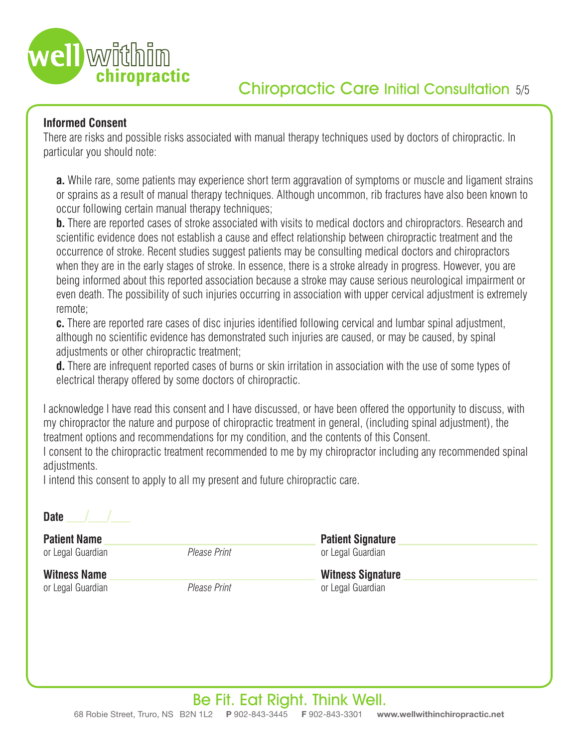## Chiropractic Care Initial Consultation

**Informed Consent**

There are risks and possible risks associated with manual therapy techniques used by doctors of chiropractic. In particular you should note:

**a.** While rare, some patients may experience short term aggravation of symptoms or muscle and ligament strains or sprains as a result of manual therapy techniques. Although uncommon, rib fractures have also been known to occur following certain manual therapy techniques;

**b.** There are reported cases of stroke associated with visits to medical doctors and chiropractors. Research and scientific evidence does not establish a cause and effect relationship between chiropractic treatment and the occurrence of stroke. Recent studies suggest patients may be consulting medical doctors and chiropractors when they are in the early stages of stroke. In essence, there is a stroke already in progress. However, you are being informed about this reported association because a stroke may cause serious neurological impairment or even death. The possibility of such injuries occurring in association with upper cervical adjustment is extremely remote;

**c.** There are reported rare cases of disc injuries identified following cervical and lumbar spinal adjustment, although no scientific evidence has demonstrated such injuries are caused, or may be caused, by spinal adjustments or other chiropractic treatment;

**d.** There are infrequent reported cases of burns or skin irritation in association with the use of some types of electrical therapy offered by some doctors of chiropractic.

I acknowledge I have read this consent and I have discussed, or have been offered the opportunity to discuss, with my chiropractor the nature and purpose of chiropractic treatment in general, (including spinal adjustment), the treatment options and recommendations for my condition, and the contents of this Consent.

I consent to the chiropractic treatment recommended to me by my chiropractor including any recommended spinal adjustments.

I intend this consent to apply to all my present and future chiropractic care.

**Date** ___/___/___

**Patient Name** ______________________ **Patient Signature** ______________________
or Legal Guardian *Please Print* or Legal Guardian

**Witness Name** ______________________ **Witness Signature** ______________________
or Legal Guardian *Please Print* or Legal Guardian

Be Fit. Eat Right. Think Well.

68 Robie Street, Truro, NS B2N 1L2 **P** 902-843-3445 **F** 902-843-3301 **www.wellwithinchiropractic.net**